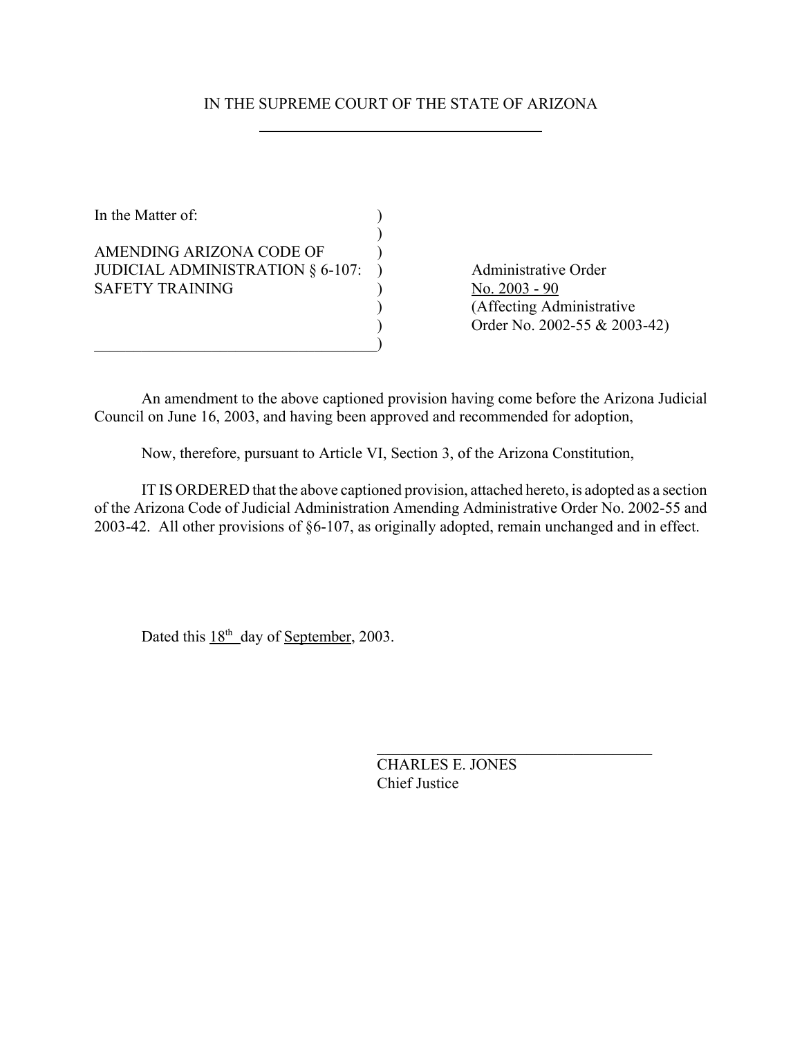IN THE SUPREME COURT OF THE STATE OF ARIZONA

| | |
|---|---|
| In the Matter of:<br><br>AMENDING ARIZONA CODE OF JUDICIAL ADMINISTRATION § 6-107: SAFETY TRAINING | Administrative Order No. 2003 - 90<br>(Affecting Administrative Order No. 2002-55 & 2003-42) |

An amendment to the above captioned provision having come before the Arizona Judicial Council on June 16, 2003, and having been approved and recommended for adoption,

Now, therefore, pursuant to Article VI, Section 3, of the Arizona Constitution,

IT IS ORDERED that the above captioned provision, attached hereto, is adopted as a section of the Arizona Code of Judicial Administration Amending Administrative Order No. 2002-55 and 2003-42. All other provisions of §6-107, as originally adopted, remain unchanged and in effect.

Dated this 18th day of September, 2003.

CHARLES E. JONES
Chief Justice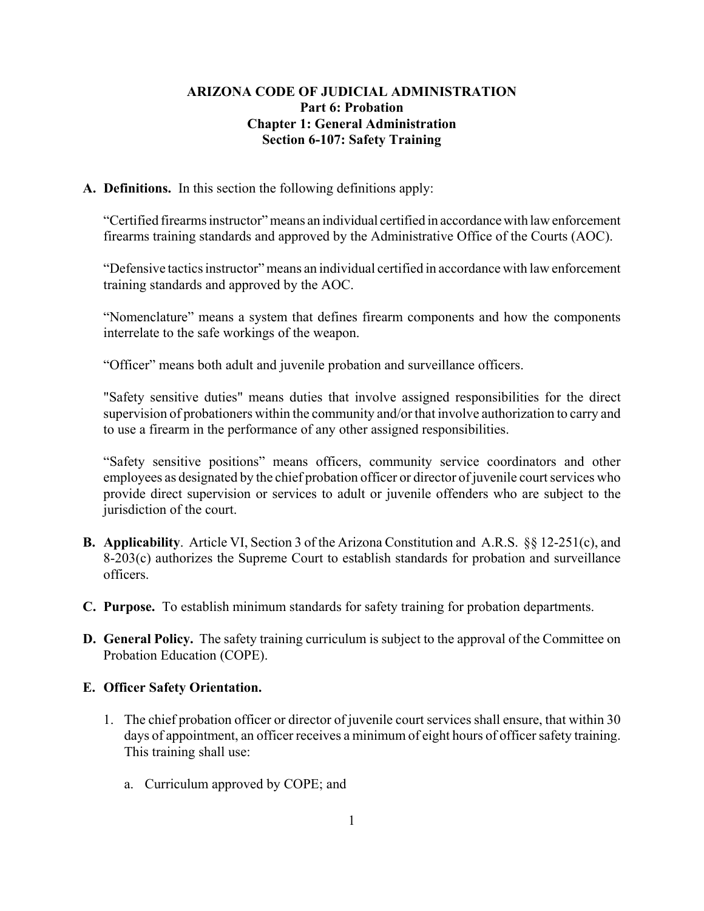**ARIZONA CODE OF JUDICIAL ADMINISTRATION**
**Part 6: Probation**
**Chapter 1: General Administration**
**Section 6-107: Safety Training**

**A. Definitions.** In this section the following definitions apply:

"Certified firearms instructor" means an individual certified in accordance with law enforcement firearms training standards and approved by the Administrative Office of the Courts (AOC).

"Defensive tactics instructor" means an individual certified in accordance with law enforcement training standards and approved by the AOC.

"Nomenclature" means a system that defines firearm components and how the components interrelate to the safe workings of the weapon.

"Officer" means both adult and juvenile probation and surveillance officers.

"Safety sensitive duties" means duties that involve assigned responsibilities for the direct supervision of probationers within the community and/or that involve authorization to carry and to use a firearm in the performance of any other assigned responsibilities.

"Safety sensitive positions" means officers, community service coordinators and other employees as designated by the chief probation officer or director of juvenile court services who provide direct supervision or services to adult or juvenile offenders who are subject to the jurisdiction of the court.

**B. Applicability**. Article VI, Section 3 of the Arizona Constitution and A.R.S. §§ 12-251(c), and 8-203(c) authorizes the Supreme Court to establish standards for probation and surveillance officers.

**C. Purpose.** To establish minimum standards for safety training for probation departments.

**D. General Policy.** The safety training curriculum is subject to the approval of the Committee on Probation Education (COPE).

**E. Officer Safety Orientation.**

1. The chief probation officer or director of juvenile court services shall ensure, that within 30 days of appointment, an officer receives a minimum of eight hours of officer safety training. This training shall use:

   a. Curriculum approved by COPE; and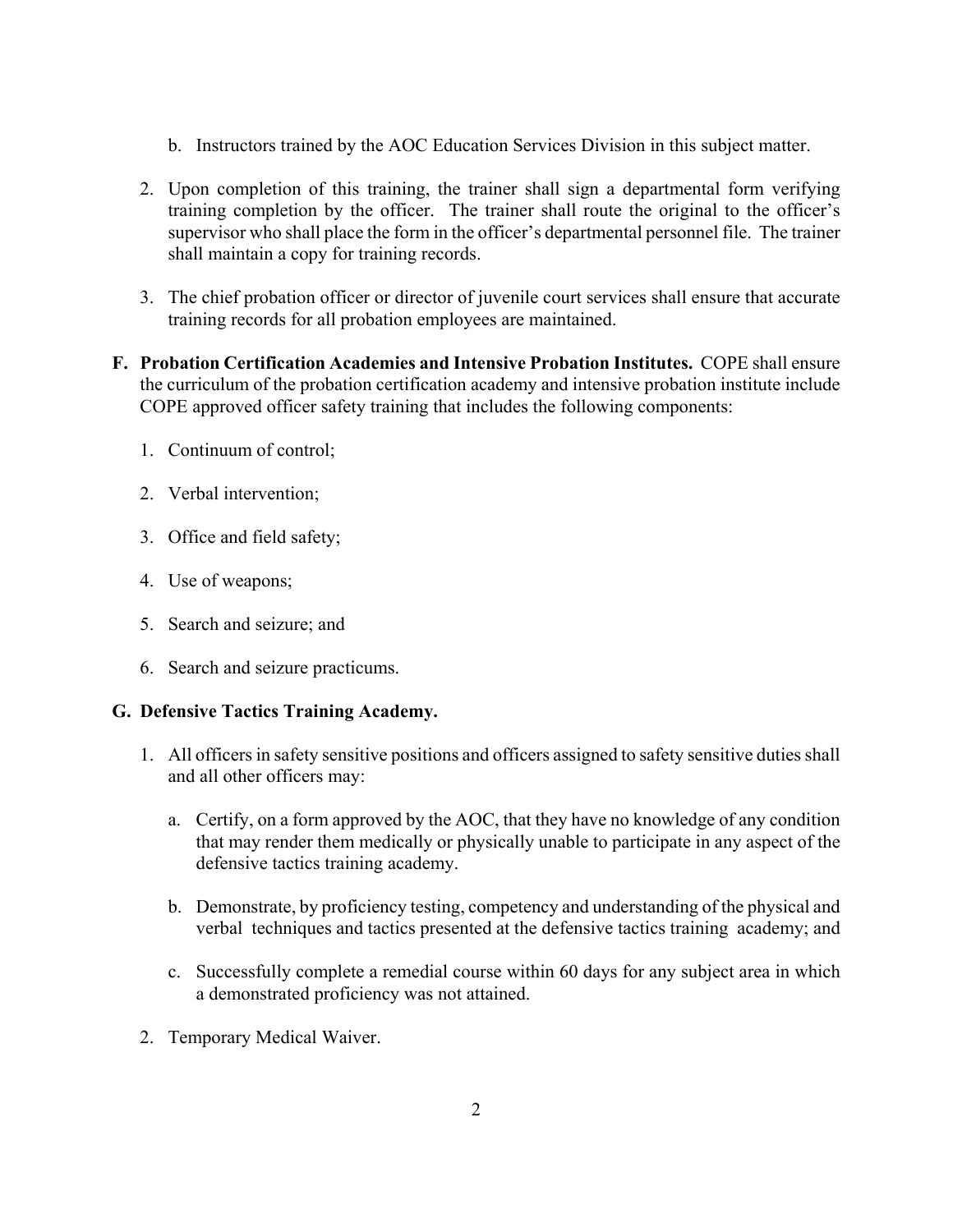b. Instructors trained by the AOC Education Services Division in this subject matter.

2. Upon completion of this training, the trainer shall sign a departmental form verifying training completion by the officer. The trainer shall route the original to the officer's supervisor who shall place the form in the officer's departmental personnel file. The trainer shall maintain a copy for training records.

3. The chief probation officer or director of juvenile court services shall ensure that accurate training records for all probation employees are maintained.

**F. Probation Certification Academies and Intensive Probation Institutes.** COPE shall ensure the curriculum of the probation certification academy and intensive probation institute include COPE approved officer safety training that includes the following components:

1. Continuum of control;

2. Verbal intervention;

3. Office and field safety;

4. Use of weapons;

5. Search and seizure; and

6. Search and seizure practicums.

**G. Defensive Tactics Training Academy.**

1. All officers in safety sensitive positions and officers assigned to safety sensitive duties shall and all other officers may:

   a. Certify, on a form approved by the AOC, that they have no knowledge of any condition that may render them medically or physically unable to participate in any aspect of the defensive tactics training academy.

   b. Demonstrate, by proficiency testing, competency and understanding of the physical and verbal techniques and tactics presented at the defensive tactics training academy; and

   c. Successfully complete a remedial course within 60 days for any subject area in which a demonstrated proficiency was not attained.

2. Temporary Medical Waiver.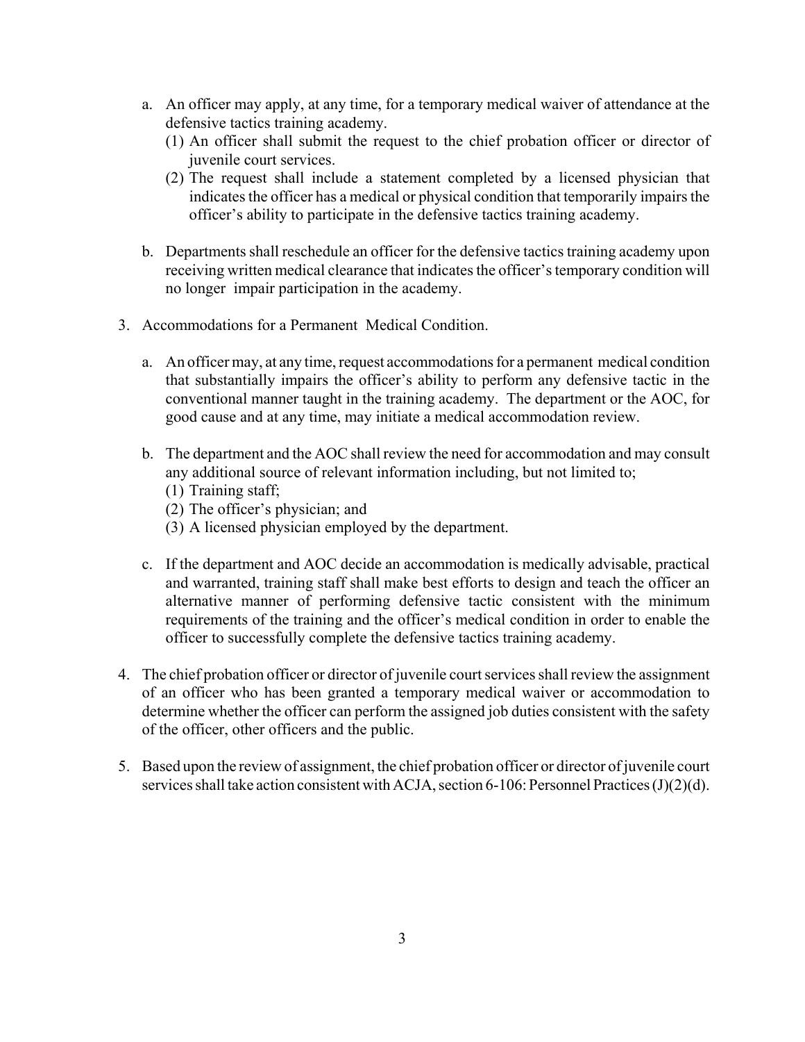a. An officer may apply, at any time, for a temporary medical waiver of attendance at the defensive tactics training academy.
   (1) An officer shall submit the request to the chief probation officer or director of juvenile court services.
   (2) The request shall include a statement completed by a licensed physician that indicates the officer has a medical or physical condition that temporarily impairs the officer's ability to participate in the defensive tactics training academy.

b. Departments shall reschedule an officer for the defensive tactics training academy upon receiving written medical clearance that indicates the officer's temporary condition will no longer impair participation in the academy.

3. Accommodations for a Permanent Medical Condition.

   a. An officer may, at any time, request accommodations for a permanent medical condition that substantially impairs the officer's ability to perform any defensive tactic in the conventional manner taught in the training academy. The department or the AOC, for good cause and at any time, may initiate a medical accommodation review.

   b. The department and the AOC shall review the need for accommodation and may consult any additional source of relevant information including, but not limited to;
      (1) Training staff;
      (2) The officer's physician; and
      (3) A licensed physician employed by the department.

   c. If the department and AOC decide an accommodation is medically advisable, practical and warranted, training staff shall make best efforts to design and teach the officer an alternative manner of performing defensive tactic consistent with the minimum requirements of the training and the officer's medical condition in order to enable the officer to successfully complete the defensive tactics training academy.

4. The chief probation officer or director of juvenile court services shall review the assignment of an officer who has been granted a temporary medical waiver or accommodation to determine whether the officer can perform the assigned job duties consistent with the safety of the officer, other officers and the public.

5. Based upon the review of assignment, the chief probation officer or director of juvenile court services shall take action consistent with ACJA, section 6-106: Personnel Practices (J)(2)(d).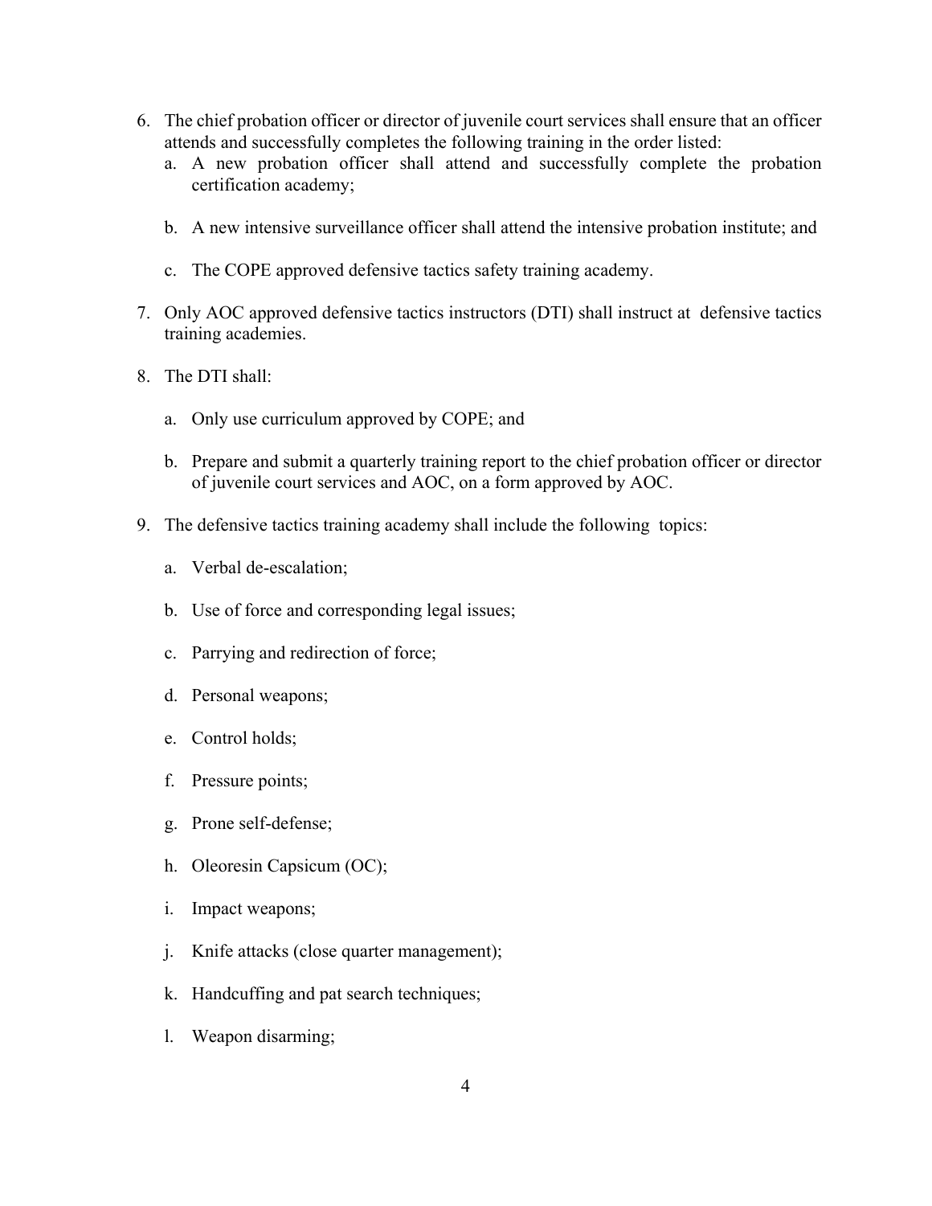6. The chief probation officer or director of juvenile court services shall ensure that an officer attends and successfully completes the following training in the order listed:
    a. A new probation officer shall attend and successfully complete the probation certification academy;

    b. A new intensive surveillance officer shall attend the intensive probation institute; and

    c. The COPE approved defensive tactics safety training academy.

7. Only AOC approved defensive tactics instructors (DTI) shall instruct at defensive tactics training academies.

8. The DTI shall:

    a. Only use curriculum approved by COPE; and

    b. Prepare and submit a quarterly training report to the chief probation officer or director of juvenile court services and AOC, on a form approved by AOC.

9. The defensive tactics training academy shall include the following topics:

    a. Verbal de-escalation;

    b. Use of force and corresponding legal issues;

    c. Parrying and redirection of force;

    d. Personal weapons;

    e. Control holds;

    f. Pressure points;

    g. Prone self-defense;

    h. Oleoresin Capsicum (OC);

    i. Impact weapons;

    j. Knife attacks (close quarter management);

    k. Handcuffing and pat search techniques;

    l. Weapon disarming;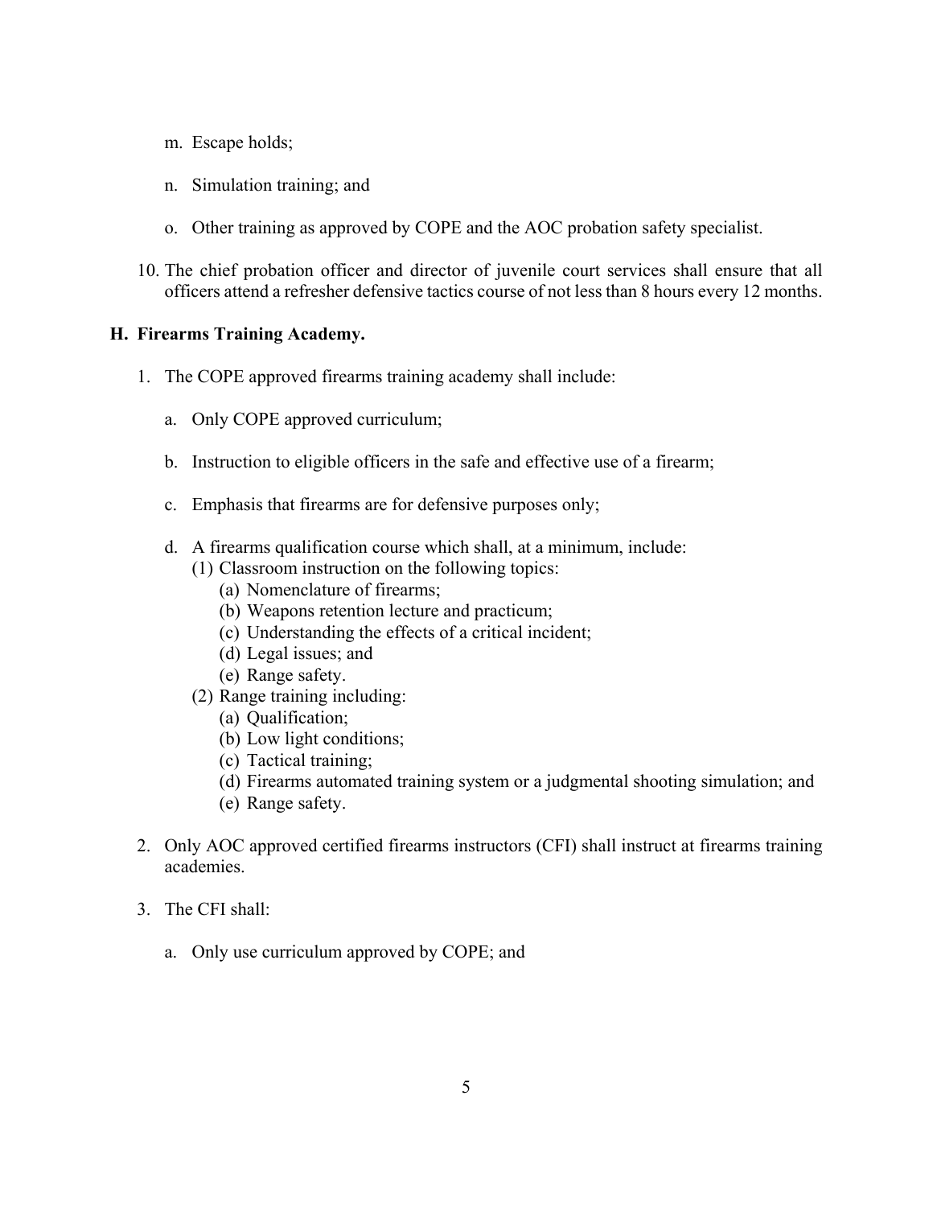m. Escape holds;

n. Simulation training; and

o. Other training as approved by COPE and the AOC probation safety specialist.

10. The chief probation officer and director of juvenile court services shall ensure that all officers attend a refresher defensive tactics course of not less than 8 hours every 12 months.

**H. Firearms Training Academy.**

1. The COPE approved firearms training academy shall include:

   a. Only COPE approved curriculum;

   b. Instruction to eligible officers in the safe and effective use of a firearm;

   c. Emphasis that firearms are for defensive purposes only;

   d. A firearms qualification course which shall, at a minimum, include:
      (1) Classroom instruction on the following topics:
         (a) Nomenclature of firearms;
         (b) Weapons retention lecture and practicum;
         (c) Understanding the effects of a critical incident;
         (d) Legal issues; and
         (e) Range safety.
      (2) Range training including:
         (a) Qualification;
         (b) Low light conditions;
         (c) Tactical training;
         (d) Firearms automated training system or a judgmental shooting simulation; and
         (e) Range safety.

2. Only AOC approved certified firearms instructors (CFI) shall instruct at firearms training academies.

3. The CFI shall:

   a. Only use curriculum approved by COPE; and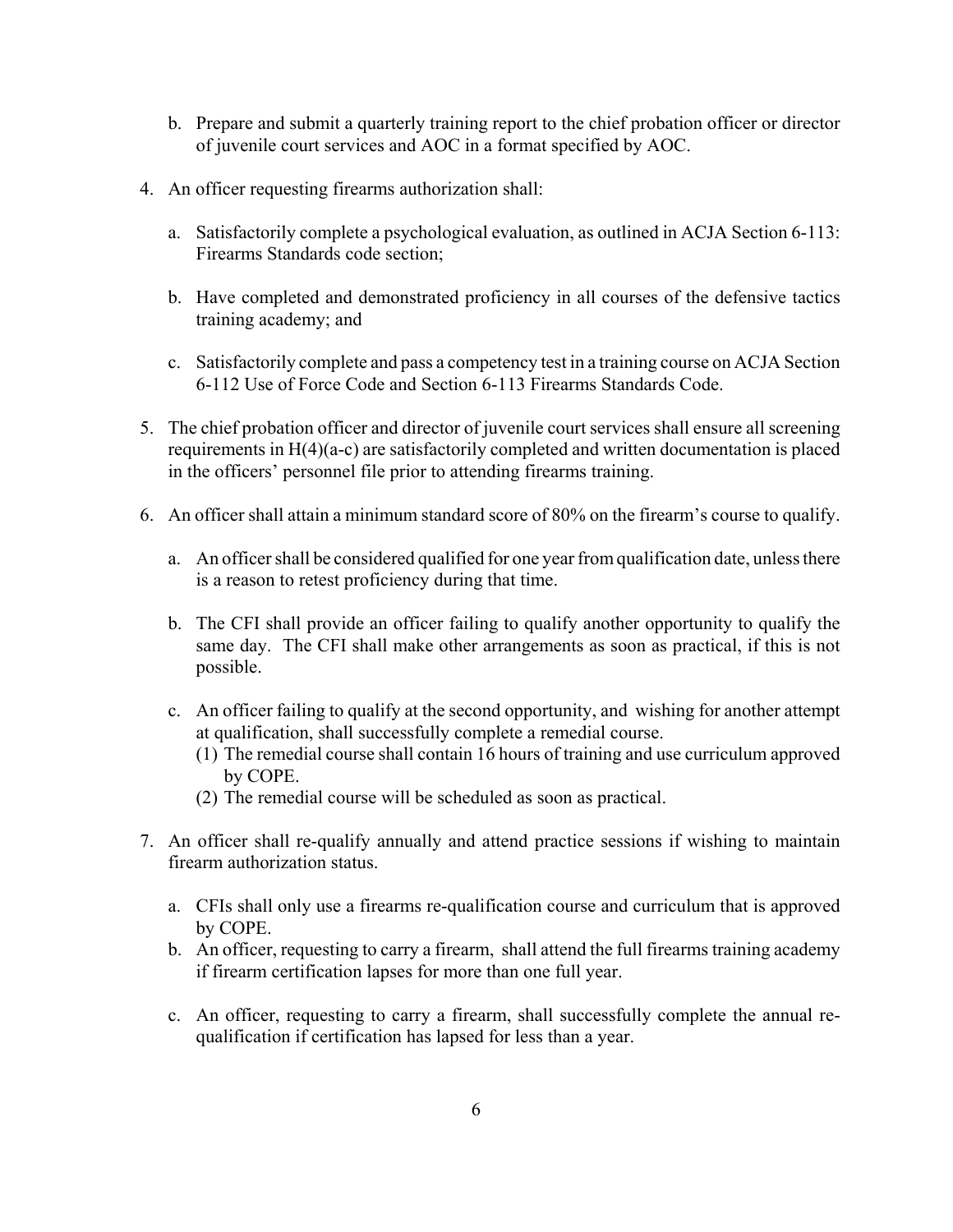b. Prepare and submit a quarterly training report to the chief probation officer or director of juvenile court services and AOC in a format specified by AOC.

4. An officer requesting firearms authorization shall:

   a. Satisfactorily complete a psychological evaluation, as outlined in ACJA Section 6-113: Firearms Standards code section;

   b. Have completed and demonstrated proficiency in all courses of the defensive tactics training academy; and

   c. Satisfactorily complete and pass a competency test in a training course on ACJA Section 6-112 Use of Force Code and Section 6-113 Firearms Standards Code.

5. The chief probation officer and director of juvenile court services shall ensure all screening requirements in H(4)(a-c) are satisfactorily completed and written documentation is placed in the officers' personnel file prior to attending firearms training.

6. An officer shall attain a minimum standard score of 80% on the firearm's course to qualify.

   a. An officer shall be considered qualified for one year from qualification date, unless there is a reason to retest proficiency during that time.

   b. The CFI shall provide an officer failing to qualify another opportunity to qualify the same day. The CFI shall make other arrangements as soon as practical, if this is not possible.

   c. An officer failing to qualify at the second opportunity, and wishing for another attempt at qualification, shall successfully complete a remedial course.
      (1) The remedial course shall contain 16 hours of training and use curriculum approved by COPE.
      (2) The remedial course will be scheduled as soon as practical.

7. An officer shall re-qualify annually and attend practice sessions if wishing to maintain firearm authorization status.

   a. CFIs shall only use a firearms re-qualification course and curriculum that is approved by COPE.
   b. An officer, requesting to carry a firearm, shall attend the full firearms training academy if firearm certification lapses for more than one full year.

   c. An officer, requesting to carry a firearm, shall successfully complete the annual re-qualification if certification has lapsed for less than a year.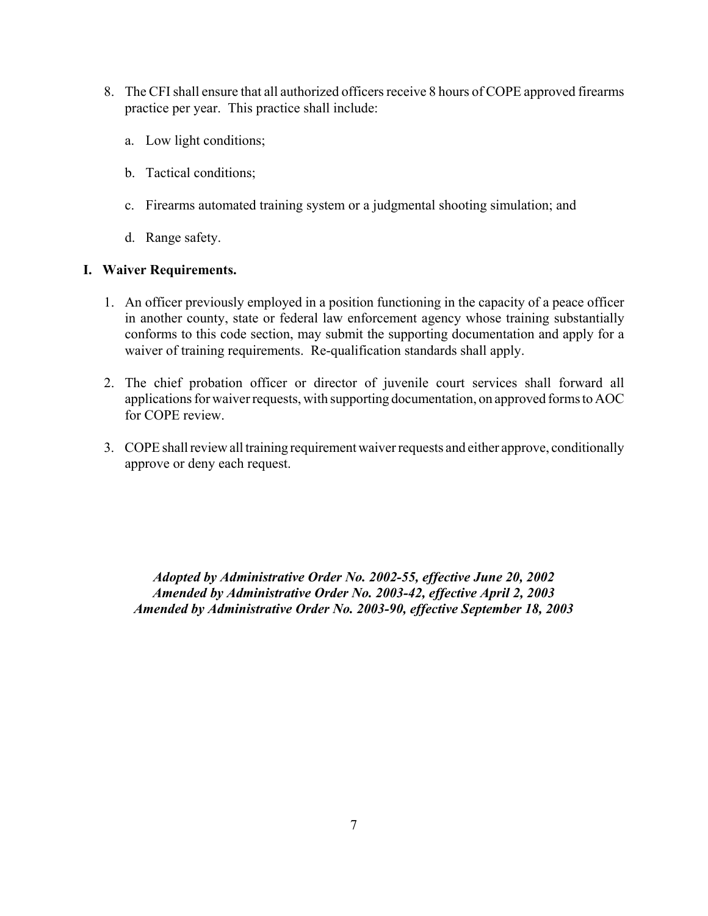8. The CFI shall ensure that all authorized officers receive 8 hours of COPE approved firearms practice per year. This practice shall include:

   a. Low light conditions;

   b. Tactical conditions;

   c. Firearms automated training system or a judgmental shooting simulation; and

   d. Range safety.

**I. Waiver Requirements.**

1. An officer previously employed in a position functioning in the capacity of a peace officer in another county, state or federal law enforcement agency whose training substantially conforms to this code section, may submit the supporting documentation and apply for a waiver of training requirements. Re-qualification standards shall apply.

2. The chief probation officer or director of juvenile court services shall forward all applications for waiver requests, with supporting documentation, on approved forms to AOC for COPE review.

3. COPE shall review all training requirement waiver requests and either approve, conditionally approve or deny each request.

***Adopted by Administrative Order No. 2002-55, effective June 20, 2002***
***Amended by Administrative Order No. 2003-42, effective April 2, 2003***
***Amended by Administrative Order No. 2003-90, effective September 18, 2003***